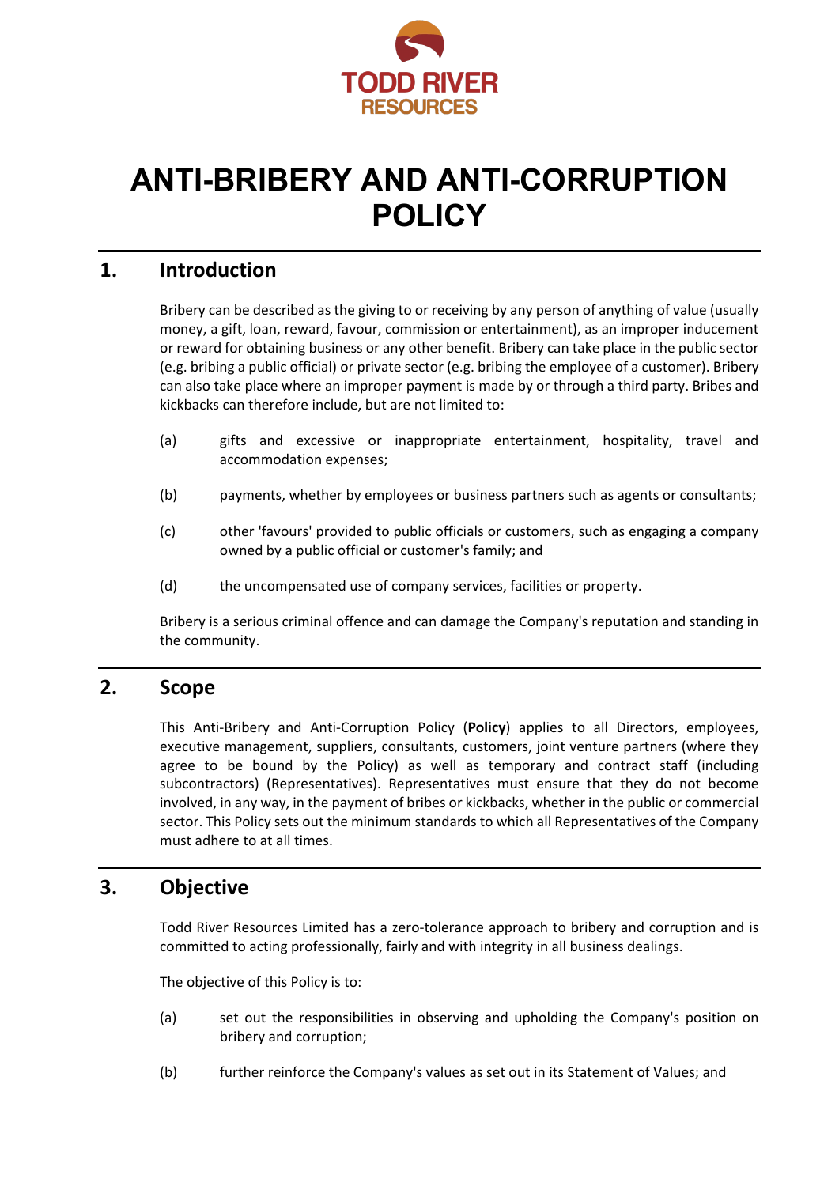TODD RIVER
RESOURCES

# ANTI-BRIBERY AND ANTI-CORRUPTION POLICY

## 1. Introduction

Bribery can be described as the giving to or receiving by any person of anything of value (usually money, a gift, loan, reward, favour, commission or entertainment), as an improper inducement or reward for obtaining business or any other benefit. Bribery can take place in the public sector (e.g. bribing a public official) or private sector (e.g. bribing the employee of a customer). Bribery can also take place where an improper payment is made by or through a third party. Bribes and kickbacks can therefore include, but are not limited to:

(a) gifts and excessive or inappropriate entertainment, hospitality, travel and accommodation expenses;

(b) payments, whether by employees or business partners such as agents or consultants;

(c) other 'favours' provided to public officials or customers, such as engaging a company owned by a public official or customer's family; and

(d) the uncompensated use of company services, facilities or property.

Bribery is a serious criminal offence and can damage the Company's reputation and standing in the community.

## 2. Scope

This Anti-Bribery and Anti-Corruption Policy (**Policy**) applies to all Directors, employees, executive management, suppliers, consultants, customers, joint venture partners (where they agree to be bound by the Policy) as well as temporary and contract staff (including subcontractors) (Representatives). Representatives must ensure that they do not become involved, in any way, in the payment of bribes or kickbacks, whether in the public or commercial sector. This Policy sets out the minimum standards to which all Representatives of the Company must adhere to at all times.

## 3. Objective

Todd River Resources Limited has a zero-tolerance approach to bribery and corruption and is committed to acting professionally, fairly and with integrity in all business dealings.

The objective of this Policy is to:

(a) set out the responsibilities in observing and upholding the Company's position on bribery and corruption;

(b) further reinforce the Company's values as set out in its Statement of Values; and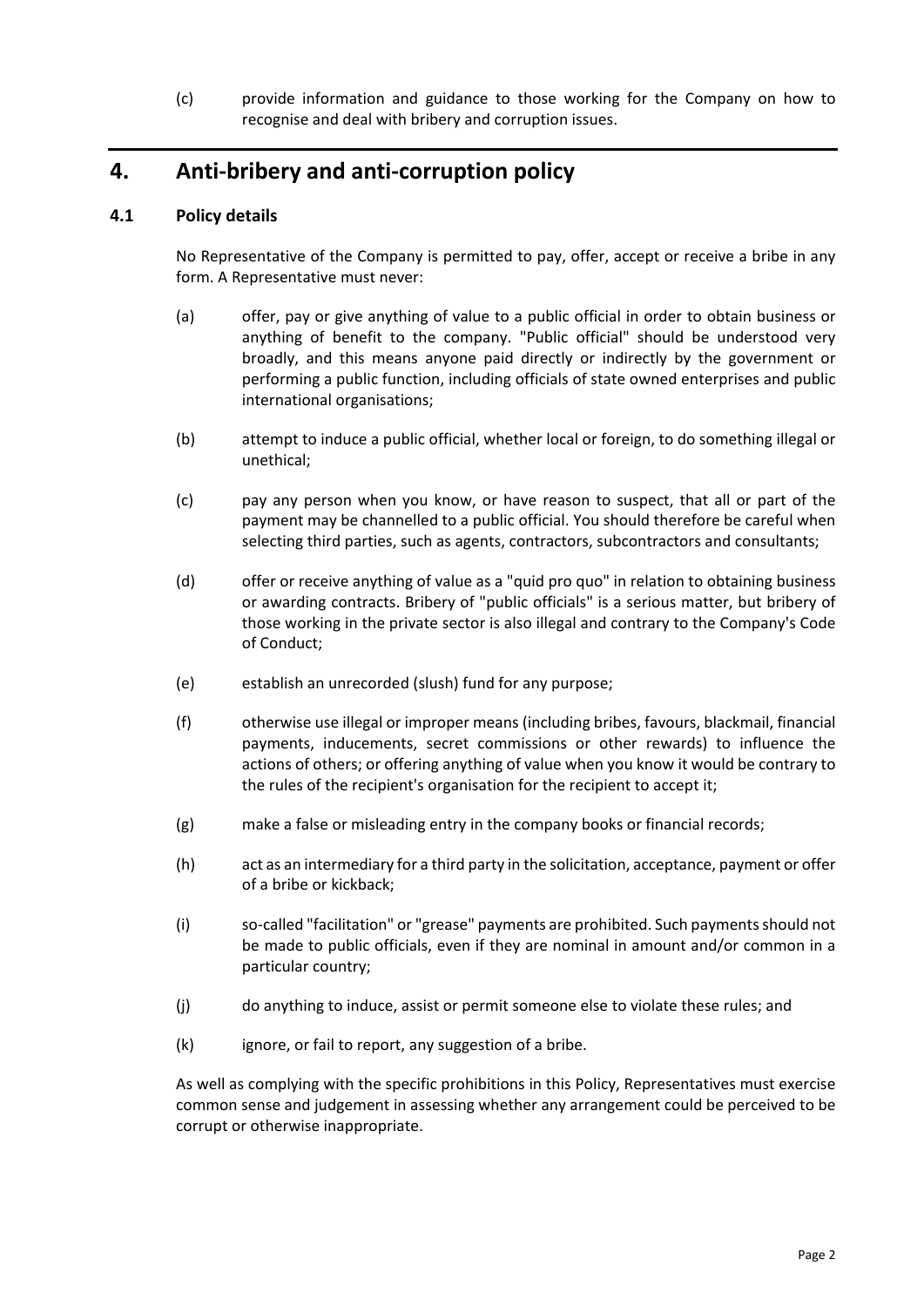(c) provide information and guidance to those working for the Company on how to recognise and deal with bribery and corruption issues.

# 4. Anti-bribery and anti-corruption policy

## 4.1 Policy details

No Representative of the Company is permitted to pay, offer, accept or receive a bribe in any form. A Representative must never:

(a) offer, pay or give anything of value to a public official in order to obtain business or anything of benefit to the company. "Public official" should be understood very broadly, and this means anyone paid directly or indirectly by the government or performing a public function, including officials of state owned enterprises and public international organisations;

(b) attempt to induce a public official, whether local or foreign, to do something illegal or unethical;

(c) pay any person when you know, or have reason to suspect, that all or part of the payment may be channelled to a public official. You should therefore be careful when selecting third parties, such as agents, contractors, subcontractors and consultants;

(d) offer or receive anything of value as a "quid pro quo" in relation to obtaining business or awarding contracts. Bribery of "public officials" is a serious matter, but bribery of those working in the private sector is also illegal and contrary to the Company's Code of Conduct;

(e) establish an unrecorded (slush) fund for any purpose;

(f) otherwise use illegal or improper means (including bribes, favours, blackmail, financial payments, inducements, secret commissions or other rewards) to influence the actions of others; or offering anything of value when you know it would be contrary to the rules of the recipient's organisation for the recipient to accept it;

(g) make a false or misleading entry in the company books or financial records;

(h) act as an intermediary for a third party in the solicitation, acceptance, payment or offer of a bribe or kickback;

(i) so-called "facilitation" or "grease" payments are prohibited. Such payments should not be made to public officials, even if they are nominal in amount and/or common in a particular country;

(j) do anything to induce, assist or permit someone else to violate these rules; and

(k) ignore, or fail to report, any suggestion of a bribe.

As well as complying with the specific prohibitions in this Policy, Representatives must exercise common sense and judgement in assessing whether any arrangement could be perceived to be corrupt or otherwise inappropriate.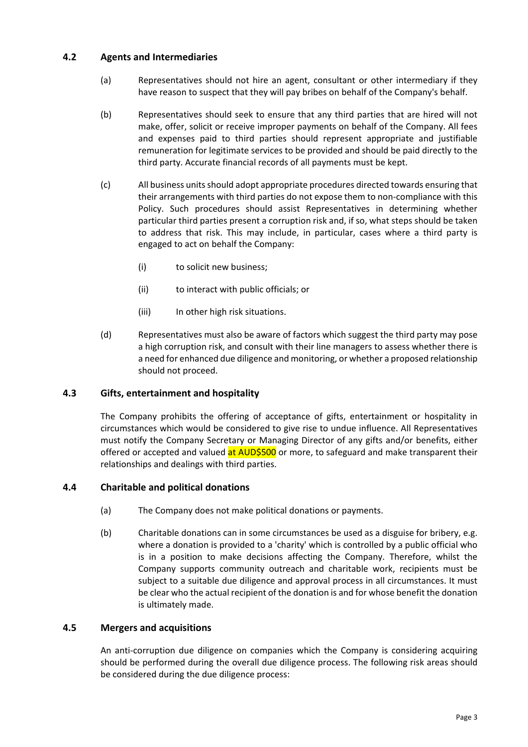## 4.2 Agents and Intermediaries

(a) Representatives should not hire an agent, consultant or other intermediary if they have reason to suspect that they will pay bribes on behalf of the Company's behalf.

(b) Representatives should seek to ensure that any third parties that are hired will not make, offer, solicit or receive improper payments on behalf of the Company. All fees and expenses paid to third parties should represent appropriate and justifiable remuneration for legitimate services to be provided and should be paid directly to the third party. Accurate financial records of all payments must be kept.

(c) All business units should adopt appropriate procedures directed towards ensuring that their arrangements with third parties do not expose them to non-compliance with this Policy. Such procedures should assist Representatives in determining whether particular third parties present a corruption risk and, if so, what steps should be taken to address that risk. This may include, in particular, cases where a third party is engaged to act on behalf the Company:

   (i) to solicit new business;

   (ii) to interact with public officials; or

   (iii) In other high risk situations.

(d) Representatives must also be aware of factors which suggest the third party may pose a high corruption risk, and consult with their line managers to assess whether there is a need for enhanced due diligence and monitoring, or whether a proposed relationship should not proceed.

## 4.3 Gifts, entertainment and hospitality

The Company prohibits the offering of acceptance of gifts, entertainment or hospitality in circumstances which would be considered to give rise to undue influence. All Representatives must notify the Company Secretary or Managing Director of any gifts and/or benefits, either offered or accepted and valued at AUD$500 or more, to safeguard and make transparent their relationships and dealings with third parties.

## 4.4 Charitable and political donations

(a) The Company does not make political donations or payments.

(b) Charitable donations can in some circumstances be used as a disguise for bribery, e.g. where a donation is provided to a 'charity' which is controlled by a public official who is in a position to make decisions affecting the Company. Therefore, whilst the Company supports community outreach and charitable work, recipients must be subject to a suitable due diligence and approval process in all circumstances. It must be clear who the actual recipient of the donation is and for whose benefit the donation is ultimately made.

## 4.5 Mergers and acquisitions

An anti-corruption due diligence on companies which the Company is considering acquiring should be performed during the overall due diligence process. The following risk areas should be considered during the due diligence process: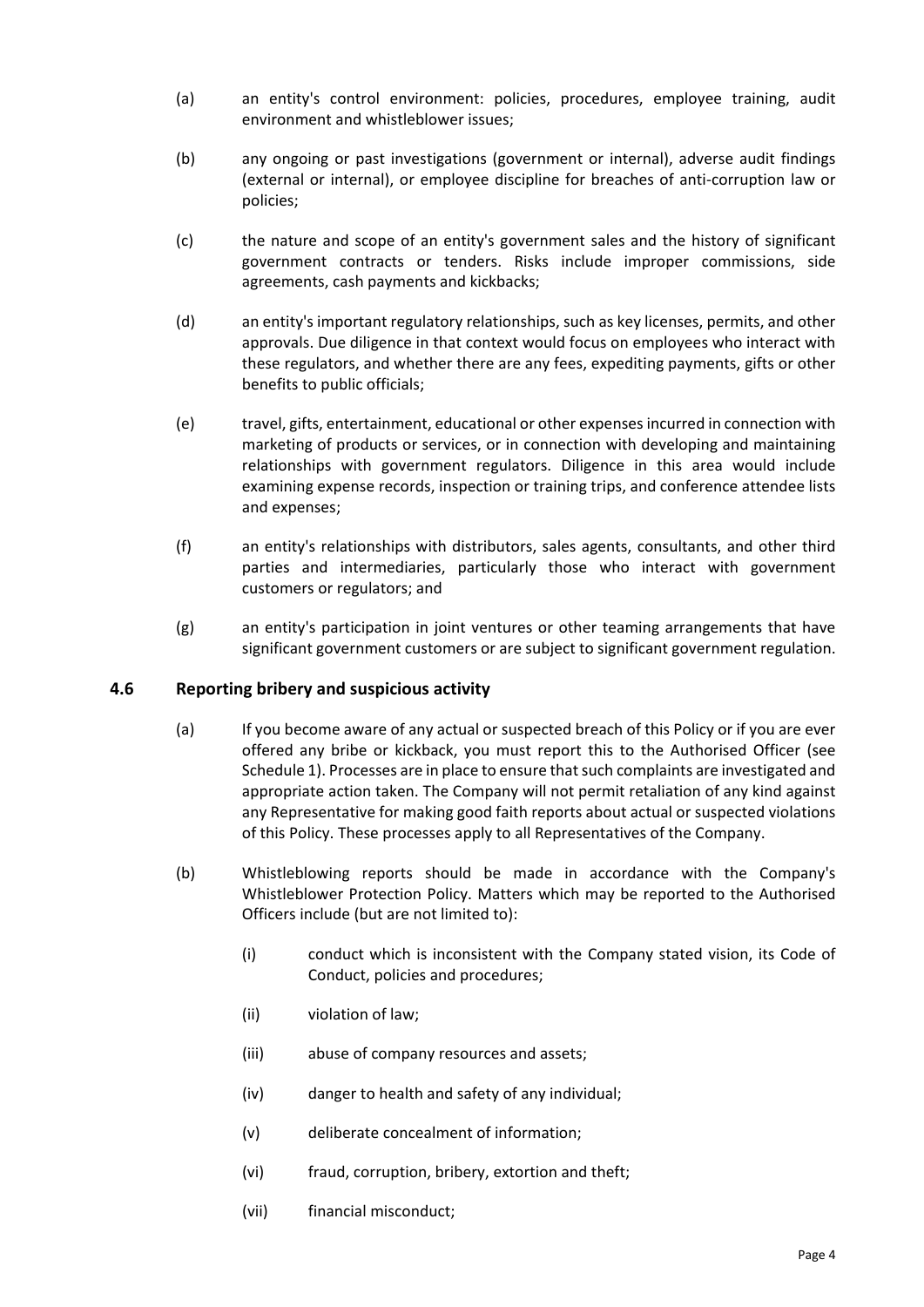(a) an entity's control environment: policies, procedures, employee training, audit environment and whistleblower issues;

(b) any ongoing or past investigations (government or internal), adverse audit findings (external or internal), or employee discipline for breaches of anti-corruption law or policies;

(c) the nature and scope of an entity's government sales and the history of significant government contracts or tenders. Risks include improper commissions, side agreements, cash payments and kickbacks;

(d) an entity's important regulatory relationships, such as key licenses, permits, and other approvals. Due diligence in that context would focus on employees who interact with these regulators, and whether there are any fees, expediting payments, gifts or other benefits to public officials;

(e) travel, gifts, entertainment, educational or other expenses incurred in connection with marketing of products or services, or in connection with developing and maintaining relationships with government regulators. Diligence in this area would include examining expense records, inspection or training trips, and conference attendee lists and expenses;

(f) an entity's relationships with distributors, sales agents, consultants, and other third parties and intermediaries, particularly those who interact with government customers or regulators; and

(g) an entity's participation in joint ventures or other teaming arrangements that have significant government customers or are subject to significant government regulation.

### 4.6 Reporting bribery and suspicious activity

(a) If you become aware of any actual or suspected breach of this Policy or if you are ever offered any bribe or kickback, you must report this to the Authorised Officer (see Schedule 1). Processes are in place to ensure that such complaints are investigated and appropriate action taken. The Company will not permit retaliation of any kind against any Representative for making good faith reports about actual or suspected violations of this Policy. These processes apply to all Representatives of the Company.

(b) Whistleblowing reports should be made in accordance with the Company's Whistleblower Protection Policy. Matters which may be reported to the Authorised Officers include (but are not limited to):

   (i) conduct which is inconsistent with the Company stated vision, its Code of Conduct, policies and procedures;

   (ii) violation of law;

   (iii) abuse of company resources and assets;

   (iv) danger to health and safety of any individual;

   (v) deliberate concealment of information;

   (vi) fraud, corruption, bribery, extortion and theft;

   (vii) financial misconduct;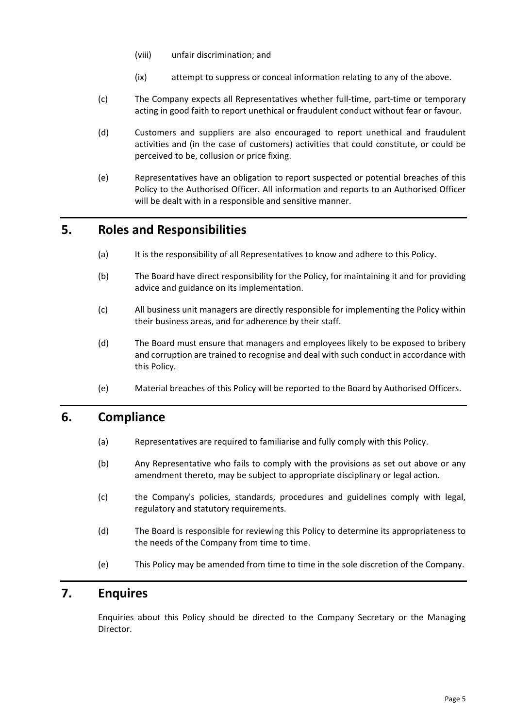(viii) unfair discrimination; and

(ix) attempt to suppress or conceal information relating to any of the above.

(c) The Company expects all Representatives whether full-time, part-time or temporary acting in good faith to report unethical or fraudulent conduct without fear or favour.

(d) Customers and suppliers are also encouraged to report unethical and fraudulent activities and (in the case of customers) activities that could constitute, or could be perceived to be, collusion or price fixing.

(e) Representatives have an obligation to report suspected or potential breaches of this Policy to the Authorised Officer. All information and reports to an Authorised Officer will be dealt with in a responsible and sensitive manner.

## 5. Roles and Responsibilities

(a) It is the responsibility of all Representatives to know and adhere to this Policy.

(b) The Board have direct responsibility for the Policy, for maintaining it and for providing advice and guidance on its implementation.

(c) All business unit managers are directly responsible for implementing the Policy within their business areas, and for adherence by their staff.

(d) The Board must ensure that managers and employees likely to be exposed to bribery and corruption are trained to recognise and deal with such conduct in accordance with this Policy.

(e) Material breaches of this Policy will be reported to the Board by Authorised Officers.

## 6. Compliance

(a) Representatives are required to familiarise and fully comply with this Policy.

(b) Any Representative who fails to comply with the provisions as set out above or any amendment thereto, may be subject to appropriate disciplinary or legal action.

(c) the Company's policies, standards, procedures and guidelines comply with legal, regulatory and statutory requirements.

(d) The Board is responsible for reviewing this Policy to determine its appropriateness to the needs of the Company from time to time.

(e) This Policy may be amended from time to time in the sole discretion of the Company.

## 7. Enquires

Enquiries about this Policy should be directed to the Company Secretary or the Managing Director.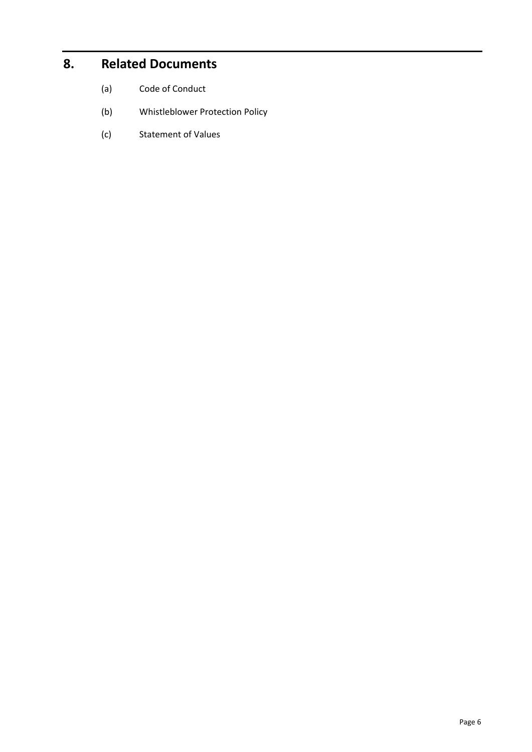# 8. Related Documents

(a) Code of Conduct

(b) Whistleblower Protection Policy

(c) Statement of Values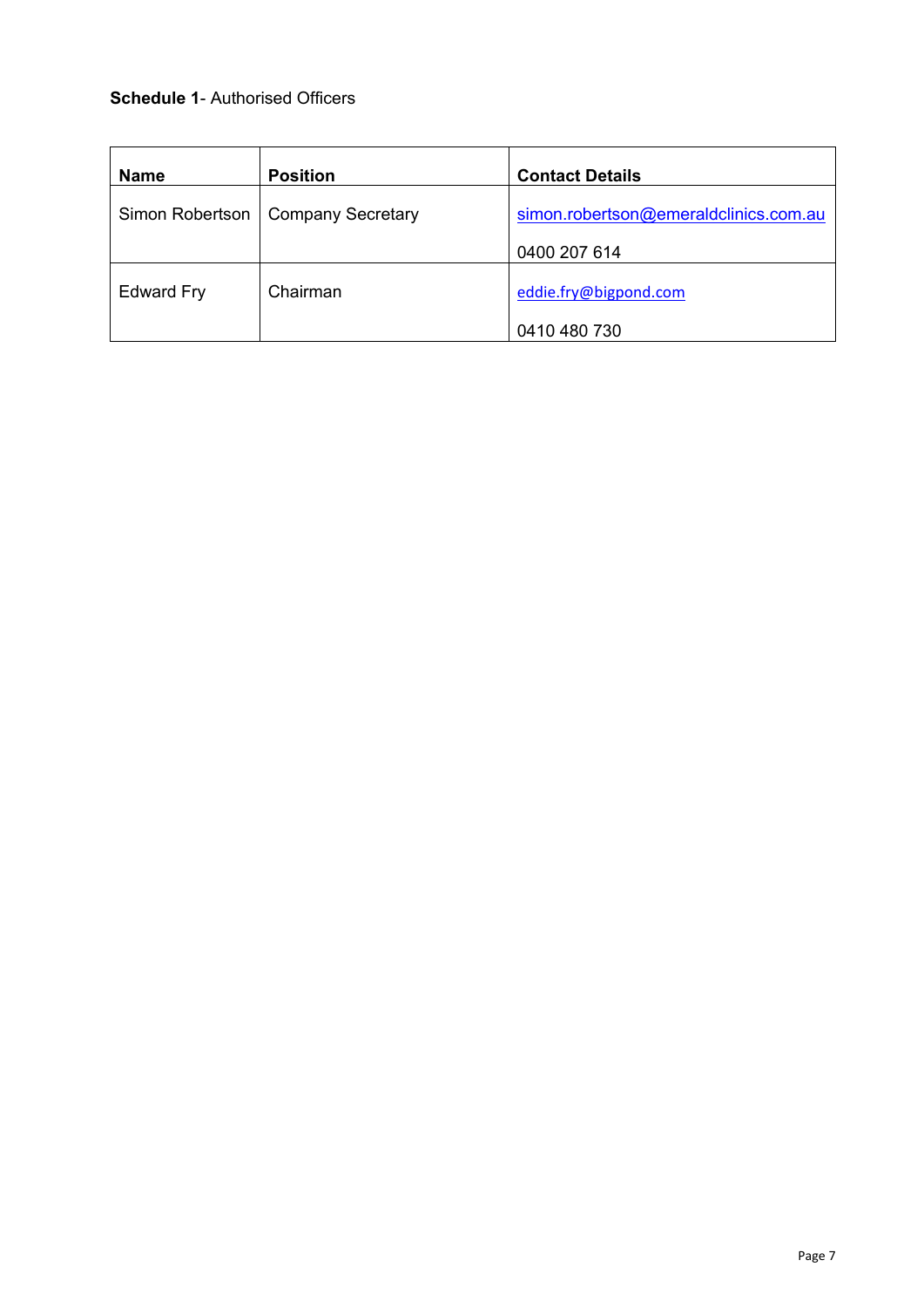**Schedule 1**- Authorised Officers

| Name | Position | Contact Details |
| --- | --- | --- |
| Simon Robertson | Company Secretary | simon.robertson@emeraldclinics.com.au<br><br>0400 207 614 |
| Edward Fry | Chairman | eddie.fry@bigpond.com<br><br>0410 480 730 |